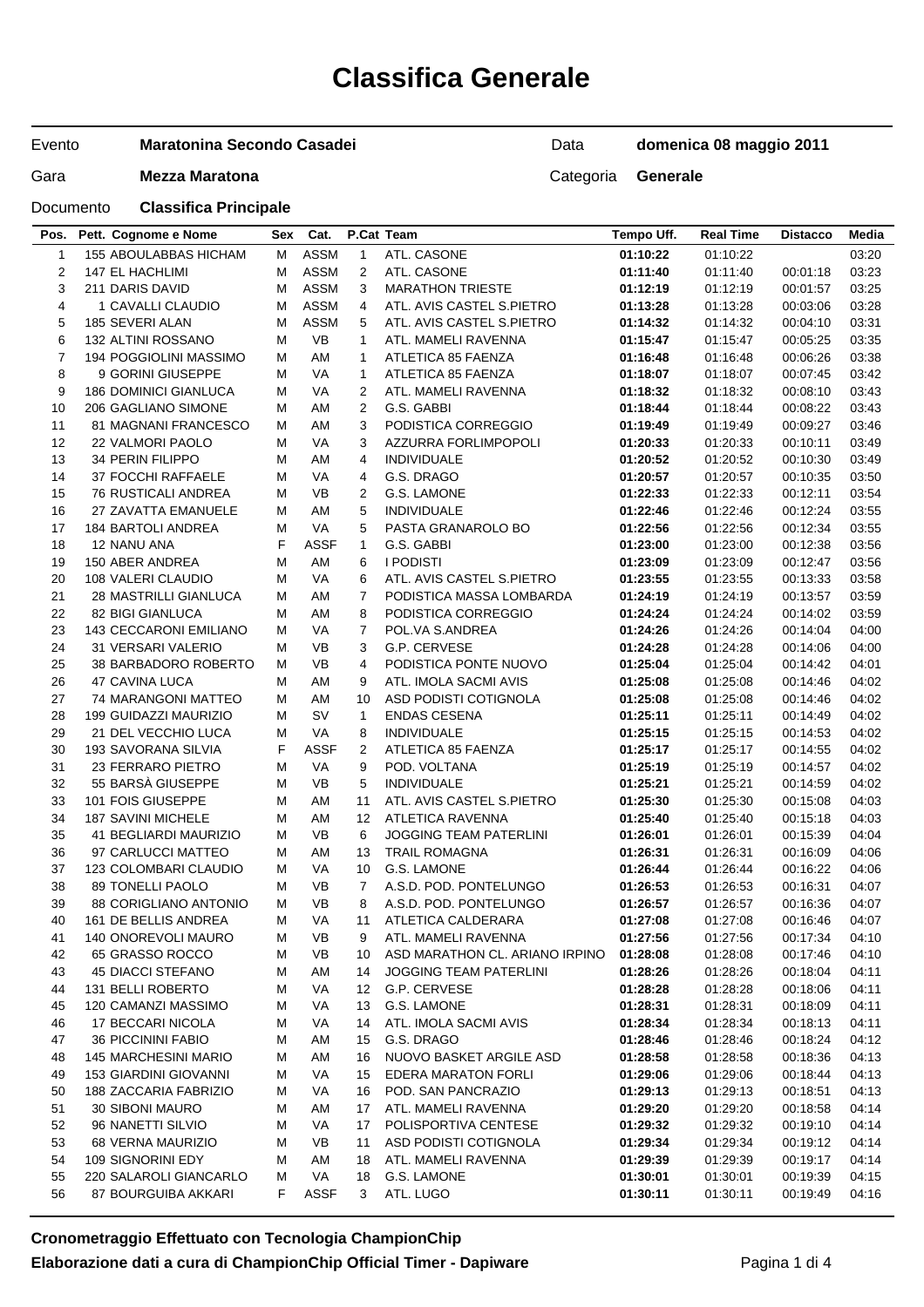# Classifica Generale

| | | | |
|---|---|---|---|
| Evento | **Maratonina Secondo Casadei** | Data | **domenica 08 maggio 2011** |
| Gara | **Mezza Maratona** | Categoria | **Generale** |
| Documento | **Classifica Principale** | | |

| Pos. | Pett. Cognome e Nome | Sex | Cat. | P.Cat | Team | Tempo Uff. | Real Time | Distacco | Media |
|---|---|---|---|---|---|---|---|---|---|
| 1 | 155 ABOULABBAS HICHAM | M | ASSM | 1 | ATL. CASONE | **01:10:22** | 01:10:22 | | 03:20 |
| 2 | 147 EL HACHLIMI | M | ASSM | 2 | ATL. CASONE | **01:11:40** | 01:11:40 | 00:01:18 | 03:23 |
| 3 | 211 DARIS DAVID | M | ASSM | 3 | MARATHON TRIESTE | **01:12:19** | 01:12:19 | 00:01:57 | 03:25 |
| 4 | 1 CAVALLI CLAUDIO | M | ASSM | 4 | ATL. AVIS CASTEL S.PIETRO | **01:13:28** | 01:13:28 | 00:03:06 | 03:28 |
| 5 | 185 SEVERI ALAN | M | ASSM | 5 | ATL. AVIS CASTEL S.PIETRO | **01:14:32** | 01:14:32 | 00:04:10 | 03:31 |
| 6 | 132 ALTINI ROSSANO | M | VB | 1 | ATL. MAMELI RAVENNA | **01:15:47** | 01:15:47 | 00:05:25 | 03:35 |
| 7 | 194 POGGIOLINI MASSIMO | M | AM | 1 | ATLETICA 85 FAENZA | **01:16:48** | 01:16:48 | 00:06:26 | 03:38 |
| 8 | 9 GORINI GIUSEPPE | M | VA | 1 | ATLETICA 85 FAENZA | **01:18:07** | 01:18:07 | 00:07:45 | 03:42 |
| 9 | 186 DOMINICI GIANLUCA | M | VA | 2 | ATL. MAMELI RAVENNA | **01:18:32** | 01:18:32 | 00:08:10 | 03:43 |
| 10 | 206 GAGLIANO SIMONE | M | AM | 2 | G.S. GABBI | **01:18:44** | 01:18:44 | 00:08:22 | 03:43 |
| 11 | 81 MAGNANI FRANCESCO | M | AM | 3 | PODISTICA CORREGGIO | **01:19:49** | 01:19:49 | 00:09:27 | 03:46 |
| 12 | 22 VALMORI PAOLO | M | VA | 3 | AZZURRA FORLIMPOPOLI | **01:20:33** | 01:20:33 | 00:10:11 | 03:49 |
| 13 | 34 PERIN FILIPPO | M | AM | 4 | INDIVIDUALE | **01:20:52** | 01:20:52 | 00:10:30 | 03:49 |
| 14 | 37 FOCCHI RAFFAELE | M | VA | 4 | G.S. DRAGO | **01:20:57** | 01:20:57 | 00:10:35 | 03:50 |
| 15 | 76 RUSTICALI ANDREA | M | VB | 2 | G.S. LAMONE | **01:22:33** | 01:22:33 | 00:12:11 | 03:54 |
| 16 | 27 ZAVATTA EMANUELE | M | AM | 5 | INDIVIDUALE | **01:22:46** | 01:22:46 | 00:12:24 | 03:55 |
| 17 | 184 BARTOLI ANDREA | M | VA | 5 | PASTA GRANAROLO BO | **01:22:56** | 01:22:56 | 00:12:34 | 03:55 |
| 18 | 12 NANU ANA | F | ASSF | 1 | G.S. GABBI | **01:23:00** | 01:23:00 | 00:12:38 | 03:56 |
| 19 | 150 ABER ANDREA | M | AM | 6 | I PODISTI | **01:23:09** | 01:23:09 | 00:12:47 | 03:56 |
| 20 | 108 VALERI CLAUDIO | M | VA | 6 | ATL. AVIS CASTEL S.PIETRO | **01:23:55** | 01:23:55 | 00:13:33 | 03:58 |
| 21 | 28 MASTRILLI GIANLUCA | M | AM | 7 | PODISTICA MASSA LOMBARDA | **01:24:19** | 01:24:19 | 00:13:57 | 03:59 |
| 22 | 82 BIGI GIANLUCA | M | AM | 8 | PODISTICA CORREGGIO | **01:24:24** | 01:24:24 | 00:14:02 | 03:59 |
| 23 | 143 CECCARONI EMILIANO | M | VA | 7 | POL.VA S.ANDREA | **01:24:26** | 01:24:26 | 00:14:04 | 04:00 |
| 24 | 31 VERSARI VALERIO | M | VB | 3 | G.P. CERVESE | **01:24:28** | 01:24:28 | 00:14:06 | 04:00 |
| 25 | 38 BARBADORO ROBERTO | M | VB | 4 | PODISTICA PONTE NUOVO | **01:25:04** | 01:25:04 | 00:14:42 | 04:01 |
| 26 | 47 CAVINA LUCA | M | AM | 9 | ATL. IMOLA SACMI AVIS | **01:25:08** | 01:25:08 | 00:14:46 | 04:02 |
| 27 | 74 MARANGONI MATTEO | M | AM | 10 | ASD PODISTI COTIGNOLA | **01:25:08** | 01:25:08 | 00:14:46 | 04:02 |
| 28 | 199 GUIDAZZI MAURIZIO | M | SV | 1 | ENDAS CESENA | **01:25:11** | 01:25:11 | 00:14:49 | 04:02 |
| 29 | 21 DEL VECCHIO LUCA | M | VA | 8 | INDIVIDUALE | **01:25:15** | 01:25:15 | 00:14:53 | 04:02 |
| 30 | 193 SAVORANA SILVIA | F | ASSF | 2 | ATLETICA 85 FAENZA | **01:25:17** | 01:25:17 | 00:14:55 | 04:02 |
| 31 | 23 FERRARO PIETRO | M | VA | 9 | POD. VOLTANA | **01:25:19** | 01:25:19 | 00:14:57 | 04:02 |
| 32 | 55 BARSÀ GIUSEPPE | M | VB | 5 | INDIVIDUALE | **01:25:21** | 01:25:21 | 00:14:59 | 04:02 |
| 33 | 101 FOIS GIUSEPPE | M | AM | 11 | ATL. AVIS CASTEL S.PIETRO | **01:25:30** | 01:25:30 | 00:15:08 | 04:03 |
| 34 | 187 SAVINI MICHELE | M | AM | 12 | ATLETICA RAVENNA | **01:25:40** | 01:25:40 | 00:15:18 | 04:03 |
| 35 | 41 BEGLIARDI MAURIZIO | M | VB | 6 | JOGGING TEAM PATERLINI | **01:26:01** | 01:26:01 | 00:15:39 | 04:04 |
| 36 | 97 CARLUCCI MATTEO | M | AM | 13 | TRAIL ROMAGNA | **01:26:31** | 01:26:31 | 00:16:09 | 04:06 |
| 37 | 123 COLOMBARI CLAUDIO | M | VA | 10 | G.S. LAMONE | **01:26:44** | 01:26:44 | 00:16:22 | 04:06 |
| 38 | 89 TONELLI PAOLO | M | VB | 7 | A.S.D. POD. PONTELUNGO | **01:26:53** | 01:26:53 | 00:16:31 | 04:07 |
| 39 | 88 CORIGLIANO ANTONIO | M | VB | 8 | A.S.D. POD. PONTELUNGO | **01:26:57** | 01:26:57 | 00:16:36 | 04:07 |
| 40 | 161 DE BELLIS ANDREA | M | VA | 11 | ATLETICA CALDERARA | **01:27:08** | 01:27:08 | 00:16:46 | 04:07 |
| 41 | 140 ONOREVOLI MAURO | M | VB | 9 | ATL. MAMELI RAVENNA | **01:27:56** | 01:27:56 | 00:17:34 | 04:10 |
| 42 | 65 GRASSO ROCCO | M | VB | 10 | ASD MARATHON CL. ARIANO IRPINO | **01:28:08** | 01:28:08 | 00:17:46 | 04:10 |
| 43 | 45 DIACCI STEFANO | M | AM | 14 | JOGGING TEAM PATERLINI | **01:28:26** | 01:28:26 | 00:18:04 | 04:11 |
| 44 | 131 BELLI ROBERTO | M | VA | 12 | G.P. CERVESE | **01:28:28** | 01:28:28 | 00:18:06 | 04:11 |
| 45 | 120 CAMANZI MASSIMO | M | VA | 13 | G.S. LAMONE | **01:28:31** | 01:28:31 | 00:18:09 | 04:11 |
| 46 | 17 BECCARI NICOLA | M | VA | 14 | ATL. IMOLA SACMI AVIS | **01:28:34** | 01:28:34 | 00:18:13 | 04:11 |
| 47 | 36 PICCININI FABIO | M | AM | 15 | G.S. DRAGO | **01:28:46** | 01:28:46 | 00:18:24 | 04:12 |
| 48 | 145 MARCHESINI MARIO | M | AM | 16 | NUOVO BASKET ARGILE ASD | **01:28:58** | 01:28:58 | 00:18:36 | 04:13 |
| 49 | 153 GIARDINI GIOVANNI | M | VA | 15 | EDERA MARATON FORLI | **01:29:06** | 01:29:06 | 00:18:44 | 04:13 |
| 50 | 188 ZACCARIA FABRIZIO | M | VA | 16 | POD. SAN PANCRAZIO | **01:29:13** | 01:29:13 | 00:18:51 | 04:13 |
| 51 | 30 SIBONI MAURO | M | AM | 17 | ATL. MAMELI RAVENNA | **01:29:20** | 01:29:20 | 00:18:58 | 04:14 |
| 52 | 96 NANETTI SILVIO | M | VA | 17 | POLISPORTIVA CENTESE | **01:29:32** | 01:29:32 | 00:19:10 | 04:14 |
| 53 | 68 VERNA MAURIZIO | M | VB | 11 | ASD PODISTI COTIGNOLA | **01:29:34** | 01:29:34 | 00:19:12 | 04:14 |
| 54 | 109 SIGNORINI EDY | M | AM | 18 | ATL. MAMELI RAVENNA | **01:29:39** | 01:29:39 | 00:19:17 | 04:14 |
| 55 | 220 SALAROLI GIANCARLO | M | VA | 18 | G.S. LAMONE | **01:30:01** | 01:30:01 | 00:19:39 | 04:15 |
| 56 | 87 BOURGUIBA AKKARI | F | ASSF | 3 | ATL. LUGO | **01:30:11** | 01:30:11 | 00:19:49 | 04:16 |

**Cronometraggio Effettuato con Tecnologia ChampionChip**

**Elaborazione dati a cura di ChampionChip Official Timer - Dapiware**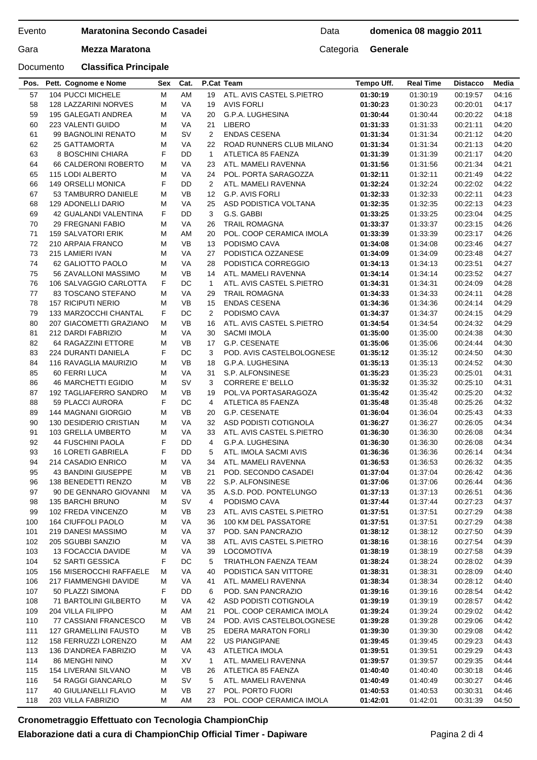Evento **Maratonina Secondo Casadei** Data **domenica 08 maggio 2011**

Gara **Mezza Maratona** Categoria **Generale**

Documento **Classifica Principale**

| Pos. | Pett. Cognome e Nome | Sex | Cat. | P.Cat | Team | Tempo Uff. | Real Time | Distacco | Media |
|---|---|---|---|---|---|---|---|---|---|
| 57 | 104 PUCCI MICHELE | M | AM | 19 | ATL. AVIS CASTEL S.PIETRO | **01:30:19** | 01:30:19 | 00:19:57 | 04:16 |
| 58 | 128 LAZZARINI NORVES | M | VA | 19 | AVIS FORLI | **01:30:23** | 01:30:23 | 00:20:01 | 04:17 |
| 59 | 195 GALEGATI ANDREA | M | VA | 20 | G.P.A. LUGHESINA | **01:30:44** | 01:30:44 | 00:20:22 | 04:18 |
| 60 | 223 VALENTI GUIDO | M | VA | 21 | LIBERO | **01:31:33** | 01:31:33 | 00:21:11 | 04:20 |
| 61 | 99 BAGNOLINI RENATO | M | SV | 2 | ENDAS CESENA | **01:31:34** | 01:31:34 | 00:21:12 | 04:20 |
| 62 | 25 GATTAMORTA | M | VA | 22 | ROAD RUNNERS CLUB MILANO | **01:31:34** | 01:31:34 | 00:21:13 | 04:20 |
| 63 | 8 BOSCHINI CHIARA | F | DD | 1 | ATLETICA 85 FAENZA | **01:31:39** | 01:31:39 | 00:21:17 | 04:20 |
| 64 | 66 CALDERONI ROBERTO | M | VA | 23 | ATL. MAMELI RAVENNA | **01:31:56** | 01:31:56 | 00:21:34 | 04:21 |
| 65 | 115 LODI ALBERTO | M | VA | 24 | POL. PORTA SARAGOZZA | **01:32:11** | 01:32:11 | 00:21:49 | 04:22 |
| 66 | 149 ORSELLI MONICA | F | DD | 2 | ATL. MAMELI RAVENNA | **01:32:24** | 01:32:24 | 00:22:02 | 04:22 |
| 67 | 53 TAMBURRO DANIELE | M | VB | 12 | G.P. AVIS FORLI | **01:32:33** | 01:32:33 | 00:22:11 | 04:23 |
| 68 | 129 ADONELLI DARIO | M | VA | 25 | ASD PODISTICA VOLTANA | **01:32:35** | 01:32:35 | 00:22:13 | 04:23 |
| 69 | 42 GUALANDI VALENTINA | F | DD | 3 | G.S. GABBI | **01:33:25** | 01:33:25 | 00:23:04 | 04:25 |
| 70 | 29 FREGNANI FABIO | M | VA | 26 | TRAIL ROMAGNA | **01:33:37** | 01:33:37 | 00:23:15 | 04:26 |
| 71 | 159 SALVATORI ERIK | M | AM | 20 | POL. COOP CERAMICA IMOLA | **01:33:39** | 01:33:39 | 00:23:17 | 04:26 |
| 72 | 210 ARPAIA FRANCO | M | VB | 13 | PODISMO CAVA | **01:34:08** | 01:34:08 | 00:23:46 | 04:27 |
| 73 | 215 LAMIERI IVAN | M | VA | 27 | PODISTICA OZZANESE | **01:34:09** | 01:34:09 | 00:23:48 | 04:27 |
| 74 | 62 GALIOTTO PAOLO | M | VA | 28 | PODISTICA CORREGGIO | **01:34:13** | 01:34:13 | 00:23:51 | 04:27 |
| 75 | 56 ZAVALLONI MASSIMO | M | VB | 14 | ATL. MAMELI RAVENNA | **01:34:14** | 01:34:14 | 00:23:52 | 04:27 |
| 76 | 106 SALVAGGIO CARLOTTA | F | DC | 1 | ATL. AVIS CASTEL S.PIETRO | **01:34:31** | 01:34:31 | 00:24:09 | 04:28 |
| 77 | 83 TOSCANO STEFANO | M | VA | 29 | TRAIL ROMAGNA | **01:34:33** | 01:34:33 | 00:24:11 | 04:28 |
| 78 | 157 RICIPUTI NERIO | M | VB | 15 | ENDAS CESENA | **01:34:36** | 01:34:36 | 00:24:14 | 04:29 |
| 79 | 133 MARZOCCHI CHANTAL | F | DC | 2 | PODISMO CAVA | **01:34:37** | 01:34:37 | 00:24:15 | 04:29 |
| 80 | 207 GIACOMETTI GRAZIANO | M | VB | 16 | ATL. AVIS CASTEL S.PIETRO | **01:34:54** | 01:34:54 | 00:24:32 | 04:29 |
| 81 | 212 DARDI FABRIZIO | M | VA | 30 | SACMI IMOLA | **01:35:00** | 01:35:00 | 00:24:38 | 04:30 |
| 82 | 64 RAGAZZINI ETTORE | M | VB | 17 | G.P. CESENATE | **01:35:06** | 01:35:06 | 00:24:44 | 04:30 |
| 83 | 224 DURANTI DANIELA | F | DC | 3 | POD. AVIS CASTELBOLOGNESE | **01:35:12** | 01:35:12 | 00:24:50 | 04:30 |
| 84 | 116 RAVAGLIA MAURIZIO | M | VB | 18 | G.P.A. LUGHESINA | **01:35:13** | 01:35:13 | 00:24:52 | 04:30 |
| 85 | 60 FERRI LUCA | M | VA | 31 | S.P. ALFONSINESE | **01:35:23** | 01:35:23 | 00:25:01 | 04:31 |
| 86 | 46 MARCHETTI EGIDIO | M | SV | 3 | CORRERE E' BELLO | **01:35:32** | 01:35:32 | 00:25:10 | 04:31 |
| 87 | 192 TAGLIAFERRO SANDRO | M | VB | 19 | POL.VA PORTASARAGOZA | **01:35:42** | 01:35:42 | 00:25:20 | 04:32 |
| 88 | 59 PLACCI AURORA | F | DC | 4 | ATLETICA 85 FAENZA | **01:35:48** | 01:35:48 | 00:25:26 | 04:32 |
| 89 | 144 MAGNANI GIORGIO | M | VB | 20 | G.P. CESENATE | **01:36:04** | 01:36:04 | 00:25:43 | 04:33 |
| 90 | 130 DESIDERIO CRISTIAN | M | VA | 32 | ASD PODISTI COTIGNOLA | **01:36:27** | 01:36:27 | 00:26:05 | 04:34 |
| 91 | 103 GRELLA UMBERTO | M | VA | 33 | ATL. AVIS CASTEL S.PIETRO | **01:36:30** | 01:36:30 | 00:26:08 | 04:34 |
| 92 | 44 FUSCHINI PAOLA | F | DD | 4 | G.P.A. LUGHESINA | **01:36:30** | 01:36:30 | 00:26:08 | 04:34 |
| 93 | 16 LORETI GABRIELA | F | DD | 5 | ATL. IMOLA SACMI AVIS | **01:36:36** | 01:36:36 | 00:26:14 | 04:34 |
| 94 | 214 CASADIO ENRICO | M | VA | 34 | ATL. MAMELI RAVENNA | **01:36:53** | 01:36:53 | 00:26:32 | 04:35 |
| 95 | 43 BANDINI GIUSEPPE | M | VB | 21 | POD. SECONDO CASADEI | **01:37:04** | 01:37:04 | 00:26:42 | 04:36 |
| 96 | 138 BENEDETTI RENZO | M | VB | 22 | S.P. ALFONSINESE | **01:37:06** | 01:37:06 | 00:26:44 | 04:36 |
| 97 | 90 DE GENNARO GIOVANNI | M | VA | 35 | A.S.D. POD. PONTELUNGO | **01:37:13** | 01:37:13 | 00:26:51 | 04:36 |
| 98 | 135 BARCHI BRUNO | M | SV | 4 | PODISMO CAVA | **01:37:44** | 01:37:44 | 00:27:23 | 04:37 |
| 99 | 102 FREDA VINCENZO | M | VB | 23 | ATL. AVIS CASTEL S.PIETRO | **01:37:51** | 01:37:51 | 00:27:29 | 04:38 |
| 100 | 164 CIUFFOLI PAOLO | M | VA | 36 | 100 KM DEL PASSATORE | **01:37:51** | 01:37:51 | 00:27:29 | 04:38 |
| 101 | 219 DANESI MASSIMO | M | VA | 37 | POD. SAN PANCRAZIO | **01:38:12** | 01:38:12 | 00:27:50 | 04:39 |
| 102 | 205 SGUBBI SANZIO | M | VA | 38 | ATL. AVIS CASTEL S.PIETRO | **01:38:16** | 01:38:16 | 00:27:54 | 04:39 |
| 103 | 13 FOCACCIA DAVIDE | M | VA | 39 | LOCOMOTIVA | **01:38:19** | 01:38:19 | 00:27:58 | 04:39 |
| 104 | 52 SARTI GESSICA | F | DC | 5 | TRIATHLON FAENZA TEAM | **01:38:24** | 01:38:24 | 00:28:02 | 04:39 |
| 105 | 156 MISEROCCHI RAFFAELE | M | VA | 40 | PODISTICA SAN VITTORE | **01:38:31** | 01:38:31 | 00:28:09 | 04:40 |
| 106 | 217 FIAMMENGHI DAVIDE | M | VA | 41 | ATL. MAMELI RAVENNA | **01:38:34** | 01:38:34 | 00:28:12 | 04:40 |
| 107 | 50 PLAZZI SIMONA | F | DD | 6 | POD. SAN PANCRAZIO | **01:39:16** | 01:39:16 | 00:28:54 | 04:42 |
| 108 | 71 BARTOLINI GILBERTO | M | VA | 42 | ASD PODISTI COTIGNOLA | **01:39:19** | 01:39:19 | 00:28:57 | 04:42 |
| 109 | 204 VILLA FILIPPO | M | AM | 21 | POL. COOP CERAMICA IMOLA | **01:39:24** | 01:39:24 | 00:29:02 | 04:42 |
| 110 | 77 CASSIANI FRANCESCO | M | VB | 24 | POD. AVIS CASTELBOLOGNESE | **01:39:28** | 01:39:28 | 00:29:06 | 04:42 |
| 111 | 127 GRAMELLINI FAUSTO | M | VB | 25 | EDERA MARATON FORLI | **01:39:30** | 01:39:30 | 00:29:08 | 04:42 |
| 112 | 158 FERRUZZI LORENZO | M | AM | 22 | US PIANGIPANE | **01:39:45** | 01:39:45 | 00:29:23 | 04:43 |
| 113 | 136 D'ANDREA FABRIZIO | M | VA | 43 | ATLETICA IMOLA | **01:39:51** | 01:39:51 | 00:29:29 | 04:43 |
| 114 | 86 MENGHI NINO | M | XV | 1 | ATL. MAMELI RAVENNA | **01:39:57** | 01:39:57 | 00:29:35 | 04:44 |
| 115 | 154 LIVERANI SILVANO | M | VB | 26 | ATLETICA 85 FAENZA | **01:40:40** | 01:40:40 | 00:30:18 | 04:46 |
| 116 | 54 RAGGI GIANCARLO | M | SV | 5 | ATL. MAMELI RAVENNA | **01:40:49** | 01:40:49 | 00:30:27 | 04:46 |
| 117 | 40 GIULIANELLI FLAVIO | M | VB | 27 | POL. PORTO FUORI | **01:40:53** | 01:40:53 | 00:30:31 | 04:46 |
| 118 | 203 VILLA FABRIZIO | M | AM | 23 | POL. COOP CERAMICA IMOLA | **01:42:01** | 01:42:01 | 00:31:39 | 04:50 |

**Cronometraggio Effettuato con Tecnologia ChampionChip**

**Elaborazione dati a cura di ChampionChip Official Timer - Dapiware**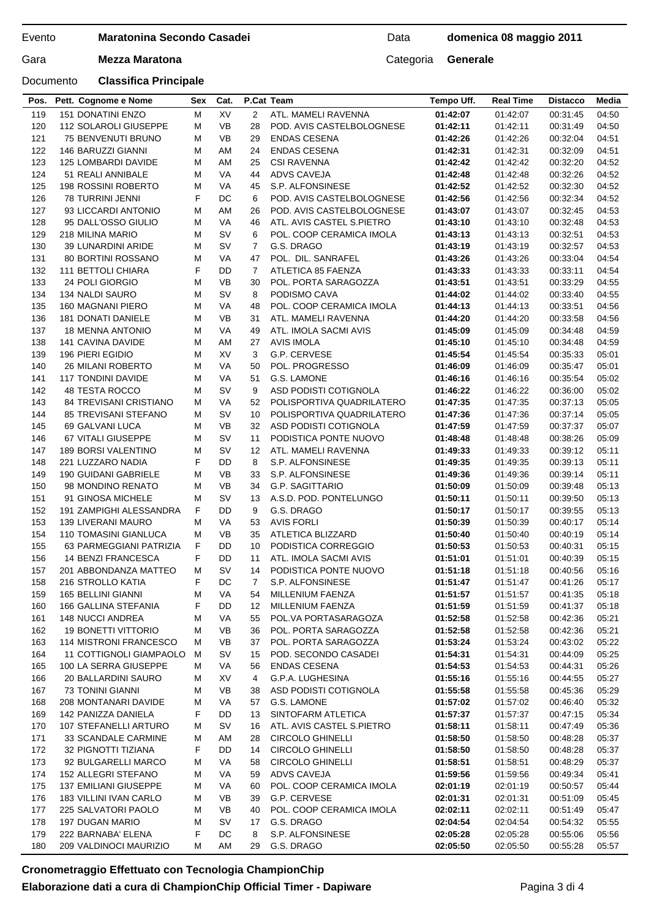Evento **Maratonina Secondo Casadei** Data **domenica 08 maggio 2011**

Gara **Mezza Maratona** Categoria **Generale**

Documento **Classifica Principale**

| Pos. | Pett. | Cognome e Nome | Sex | Cat. | P.Cat | Team | Tempo Uff. | Real Time | Distacco | Media |
|---|---|---|---|---|---|---|---|---|---|---|
| 119 | 151 | DONATINI ENZO | M | XV | 2 | ATL. MAMELI RAVENNA | **01:42:07** | 01:42:07 | 00:31:45 | 04:50 |
| 120 | 112 | SOLAROLI GIUSEPPE | M | VB | 28 | POD. AVIS CASTELBOLOGNESE | **01:42:11** | 01:42:11 | 00:31:49 | 04:50 |
| 121 | 75 | BENVENUTI BRUNO | M | VB | 29 | ENDAS CESENA | **01:42:26** | 01:42:26 | 00:32:04 | 04:51 |
| 122 | 146 | BARUZZI GIANNI | M | AM | 24 | ENDAS CESENA | **01:42:31** | 01:42:31 | 00:32:09 | 04:51 |
| 123 | 125 | LOMBARDI DAVIDE | M | AM | 25 | CSI RAVENNA | **01:42:42** | 01:42:42 | 00:32:20 | 04:52 |
| 124 | 51 | REALI ANNIBALE | M | VA | 44 | ADVS CAVEJA | **01:42:48** | 01:42:48 | 00:32:26 | 04:52 |
| 125 | 198 | ROSSINI ROBERTO | M | VA | 45 | S.P. ALFONSINESE | **01:42:52** | 01:42:52 | 00:32:30 | 04:52 |
| 126 | 78 | TURRINI JENNI | F | DC | 6 | POD. AVIS CASTELBOLOGNESE | **01:42:56** | 01:42:56 | 00:32:34 | 04:52 |
| 127 | 93 | LICCARDI ANTONIO | M | AM | 26 | POD. AVIS CASTELBOLOGNESE | **01:43:07** | 01:43:07 | 00:32:45 | 04:53 |
| 128 | 95 | DALL'OSSO GIULIO | M | VA | 46 | ATL. AVIS CASTEL S.PIETRO | **01:43:10** | 01:43:10 | 00:32:48 | 04:53 |
| 129 | 218 | MILINA MARIO | M | SV | 6 | POL. COOP CERAMICA IMOLA | **01:43:13** | 01:43:13 | 00:32:51 | 04:53 |
| 130 | 39 | LUNARDINI ARIDE | M | SV | 7 | G.S. DRAGO | **01:43:19** | 01:43:19 | 00:32:57 | 04:53 |
| 131 | 80 | BORTINI ROSSANO | M | VA | 47 | POL. DIL. SANRAFEL | **01:43:26** | 01:43:26 | 00:33:04 | 04:54 |
| 132 | 111 | BETTOLI CHIARA | F | DD | 7 | ATLETICA 85 FAENZA | **01:43:33** | 01:43:33 | 00:33:11 | 04:54 |
| 133 | 24 | POLI GIORGIO | M | VB | 30 | POL. PORTA SARAGOZZA | **01:43:51** | 01:43:51 | 00:33:29 | 04:55 |
| 134 | 134 | NALDI SAURO | M | SV | 8 | PODISMO CAVA | **01:44:02** | 01:44:02 | 00:33:40 | 04:55 |
| 135 | 160 | MAGNANI PIERO | M | VA | 48 | POL. COOP CERAMICA IMOLA | **01:44:13** | 01:44:13 | 00:33:51 | 04:56 |
| 136 | 181 | DONATI DANIELE | M | VB | 31 | ATL. MAMELI RAVENNA | **01:44:20** | 01:44:20 | 00:33:58 | 04:56 |
| 137 | 18 | MENNA ANTONIO | M | VA | 49 | ATL. IMOLA SACMI AVIS | **01:45:09** | 01:45:09 | 00:34:48 | 04:59 |
| 138 | 141 | CAVINA DAVIDE | M | AM | 27 | AVIS IMOLA | **01:45:10** | 01:45:10 | 00:34:48 | 04:59 |
| 139 | 196 | PIERI EGIDIO | M | XV | 3 | G.P. CERVESE | **01:45:54** | 01:45:54 | 00:35:33 | 05:01 |
| 140 | 26 | MILANI ROBERTO | M | VA | 50 | POL. PROGRESSO | **01:46:09** | 01:46:09 | 00:35:47 | 05:01 |
| 141 | 117 | TONDINI DAVIDE | M | VA | 51 | G.S. LAMONE | **01:46:16** | 01:46:16 | 00:35:54 | 05:02 |
| 142 | 48 | TESTA ROCCO | M | SV | 9 | ASD PODISTI COTIGNOLA | **01:46:22** | 01:46:22 | 00:36:00 | 05:02 |
| 143 | 84 | TREVISANI CRISTIANO | M | VA | 52 | POLISPORTIVA QUADRILATERO | **01:47:35** | 01:47:35 | 00:37:13 | 05:05 |
| 144 | 85 | TREVISANI STEFANO | M | SV | 10 | POLISPORTIVA QUADRILATERO | **01:47:36** | 01:47:36 | 00:37:14 | 05:05 |
| 145 | 69 | GALVANI LUCA | M | VB | 32 | ASD PODISTI COTIGNOLA | **01:47:59** | 01:47:59 | 00:37:37 | 05:07 |
| 146 | 67 | VITALI GIUSEPPE | M | SV | 11 | PODISTICA PONTE NUOVO | **01:48:48** | 01:48:48 | 00:38:26 | 05:09 |
| 147 | 189 | BORSI VALENTINO | M | SV | 12 | ATL. MAMELI RAVENNA | **01:49:33** | 01:49:33 | 00:39:12 | 05:11 |
| 148 | 221 | LUZZARO NADIA | F | DD | 8 | S.P. ALFONSINESE | **01:49:35** | 01:49:35 | 00:39:13 | 05:11 |
| 149 | 190 | GUIDANI GABRIELE | M | VB | 33 | S.P. ALFONSINESE | **01:49:36** | 01:49:36 | 00:39:14 | 05:11 |
| 150 | 98 | MONDINO RENATO | M | VB | 34 | G.P. SAGITTARIO | **01:50:09** | 01:50:09 | 00:39:48 | 05:13 |
| 151 | 91 | GINOSA MICHELE | M | SV | 13 | A.S.D. POD. PONTELUNGO | **01:50:11** | 01:50:11 | 00:39:50 | 05:13 |
| 152 | 191 | ZAMPIGHI ALESSANDRA | F | DD | 9 | G.S. DRAGO | **01:50:17** | 01:50:17 | 00:39:55 | 05:13 |
| 153 | 139 | LIVERANI MAURO | M | VA | 53 | AVIS FORLI | **01:50:39** | 01:50:39 | 00:40:17 | 05:14 |
| 154 | 110 | TOMASINI GIANLUCA | M | VB | 35 | ATLETICA BLIZZARD | **01:50:40** | 01:50:40 | 00:40:19 | 05:14 |
| 155 | 63 | PARMEGGIANI PATRIZIA | F | DD | 10 | PODISTICA CORREGGIO | **01:50:53** | 01:50:53 | 00:40:31 | 05:15 |
| 156 | 14 | BENZI FRANCESCA | F | DD | 11 | ATL. IMOLA SACMI AVIS | **01:51:01** | 01:51:01 | 00:40:39 | 05:15 |
| 157 | 201 | ABBONDANZA MATTEO | M | SV | 14 | PODISTICA PONTE NUOVO | **01:51:18** | 01:51:18 | 00:40:56 | 05:16 |
| 158 | 216 | STROLLO KATIA | F | DC | 7 | S.P. ALFONSINESE | **01:51:47** | 01:51:47 | 00:41:26 | 05:17 |
| 159 | 165 | BELLINI GIANNI | M | VA | 54 | MILLENIUM FAENZA | **01:51:57** | 01:51:57 | 00:41:35 | 05:18 |
| 160 | 166 | GALLINA STEFANIA | F | DD | 12 | MILLENIUM FAENZA | **01:51:59** | 01:51:59 | 00:41:37 | 05:18 |
| 161 | 148 | NUCCI ANDREA | M | VA | 55 | POL.VA PORTASARAGOZA | **01:52:58** | 01:52:58 | 00:42:36 | 05:21 |
| 162 | 19 | BONETTI VITTORIO | M | VB | 36 | POL. PORTA SARAGOZZA | **01:52:58** | 01:52:58 | 00:42:36 | 05:21 |
| 163 | 114 | MISTRONI FRANCESCO | M | VB | 37 | POL. PORTA SARAGOZZA | **01:53:24** | 01:53:24 | 00:43:02 | 05:22 |
| 164 | 11 | COTTIGNOLI GIAMPAOLO | M | SV | 15 | POD. SECONDO CASADEI | **01:54:31** | 01:54:31 | 00:44:09 | 05:25 |
| 165 | 100 | LA SERRA GIUSEPPE | M | VA | 56 | ENDAS CESENA | **01:54:53** | 01:54:53 | 00:44:31 | 05:26 |
| 166 | 20 | BALLARDINI SAURO | M | XV | 4 | G.P.A. LUGHESINA | **01:55:16** | 01:55:16 | 00:44:55 | 05:27 |
| 167 | 73 | TONINI GIANNI | M | VB | 38 | ASD PODISTI COTIGNOLA | **01:55:58** | 01:55:58 | 00:45:36 | 05:29 |
| 168 | 208 | MONTANARI DAVIDE | M | VA | 57 | G.S. LAMONE | **01:57:02** | 01:57:02 | 00:46:40 | 05:32 |
| 169 | 142 | PANIZZA DANIELA | F | DD | 13 | SINTOFARM ATLETICA | **01:57:37** | 01:57:37 | 00:47:15 | 05:34 |
| 170 | 107 | STEFANELLI ARTURO | M | SV | 16 | ATL. AVIS CASTEL S.PIETRO | **01:58:11** | 01:58:11 | 00:47:49 | 05:36 |
| 171 | 33 | SCANDALE CARMINE | M | AM | 28 | CIRCOLO GHINELLI | **01:58:50** | 01:58:50 | 00:48:28 | 05:37 |
| 172 | 32 | PIGNOTTI TIZIANA | F | DD | 14 | CIRCOLO GHINELLI | **01:58:50** | 01:58:50 | 00:48:28 | 05:37 |
| 173 | 92 | BULGARELLI MARCO | M | VA | 58 | CIRCOLO GHINELLI | **01:58:51** | 01:58:51 | 00:48:29 | 05:37 |
| 174 | 152 | ALLEGRI STEFANO | M | VA | 59 | ADVS CAVEJA | **01:59:56** | 01:59:56 | 00:49:34 | 05:41 |
| 175 | 137 | EMILIANI GIUSEPPE | M | VA | 60 | POL. COOP CERAMICA IMOLA | **02:01:19** | 02:01:19 | 00:50:57 | 05:44 |
| 176 | 183 | VILLINI IVAN CARLO | M | VB | 39 | G.P. CERVESE | **02:01:31** | 02:01:31 | 00:51:09 | 05:45 |
| 177 | 225 | SALVATORI PAOLO | M | VB | 40 | POL. COOP CERAMICA IMOLA | **02:02:11** | 02:02:11 | 00:51:49 | 05:47 |
| 178 | 197 | DUGAN MARIO | M | SV | 17 | G.S. DRAGO | **02:04:54** | 02:04:54 | 00:54:32 | 05:55 |
| 179 | 222 | BARNABA' ELENA | F | DC | 8 | S.P. ALFONSINESE | **02:05:28** | 02:05:28 | 00:55:06 | 05:56 |
| 180 | 209 | VALDINOCI MAURIZIO | M | AM | 29 | G.S. DRAGO | **02:05:50** | 02:05:50 | 00:55:28 | 05:57 |

**Cronometraggio Effettuato con Tecnologia ChampionChip**

**Elaborazione dati a cura di ChampionChip Official Timer - Dapiware**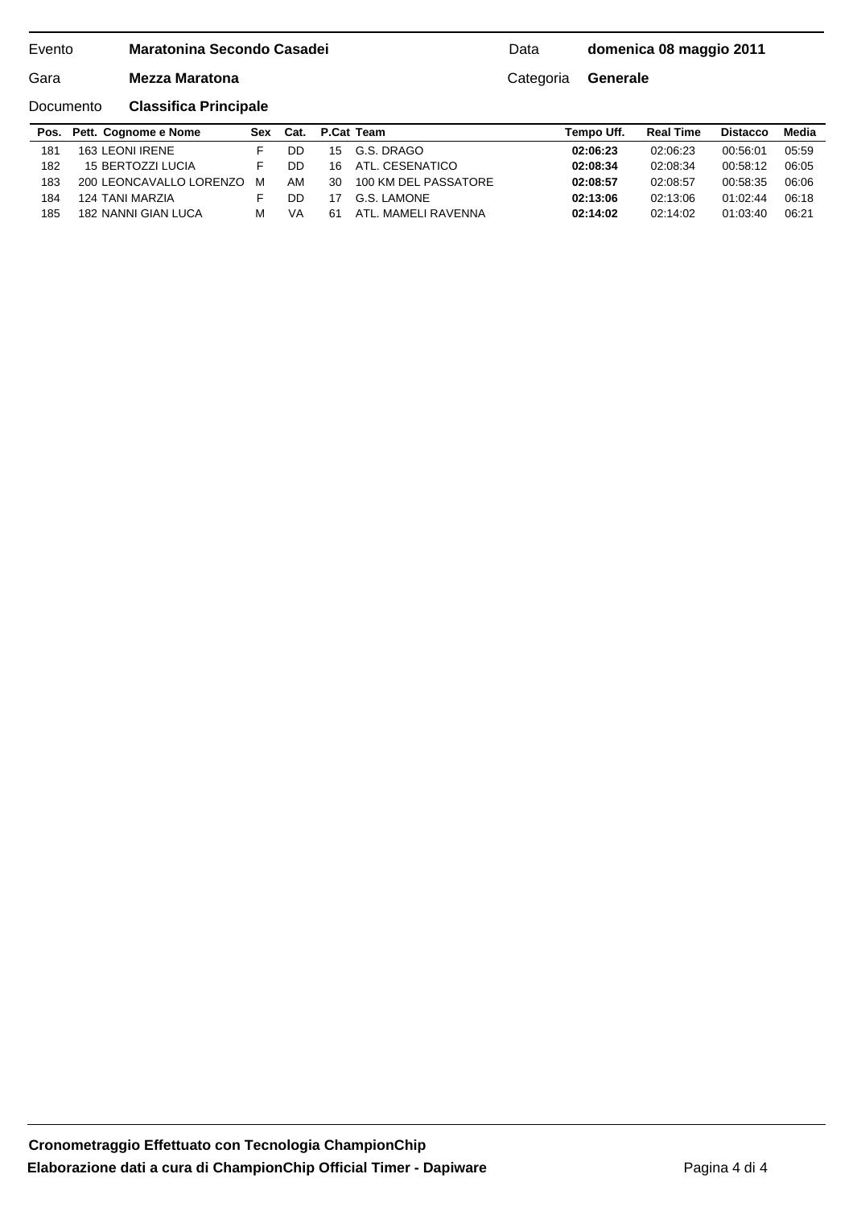| | | | |
|---|---|---|---|
| Evento | **Maratonina Secondo Casadei** | Data | **domenica 08 maggio 2011** |
| Gara | **Mezza Maratona** | Categoria | **Generale** |
| Documento | **Classifica Principale** | | |

| Pos. | Pett. | Cognome e Nome | Sex | Cat. | P.Cat | Team | Tempo Uff. | Real Time | Distacco | Media |
|---|---|---|---|---|---|---|---|---|---|---|
| 181 | 163 | LEONI IRENE | F | DD | 15 | G.S. DRAGO | **02:06:23** | 02:06:23 | 00:56:01 | 05:59 |
| 182 | 15 | BERTOZZI LUCIA | F | DD | 16 | ATL. CESENATICO | **02:08:34** | 02:08:34 | 00:58:12 | 06:05 |
| 183 | 200 | LEONCAVALLO LORENZO | M | AM | 30 | 100 KM DEL PASSATORE | **02:08:57** | 02:08:57 | 00:58:35 | 06:06 |
| 184 | 124 | TANI MARZIA | F | DD | 17 | G.S. LAMONE | **02:13:06** | 02:13:06 | 01:02:44 | 06:18 |
| 185 | 182 | NANNI GIAN LUCA | M | VA | 61 | ATL. MAMELI RAVENNA | **02:14:02** | 02:14:02 | 01:03:40 | 06:21 |

**Cronometraggio Effettuato con Tecnologia ChampionChip**

**Elaborazione dati a cura di ChampionChip Official Timer - Dapiware**